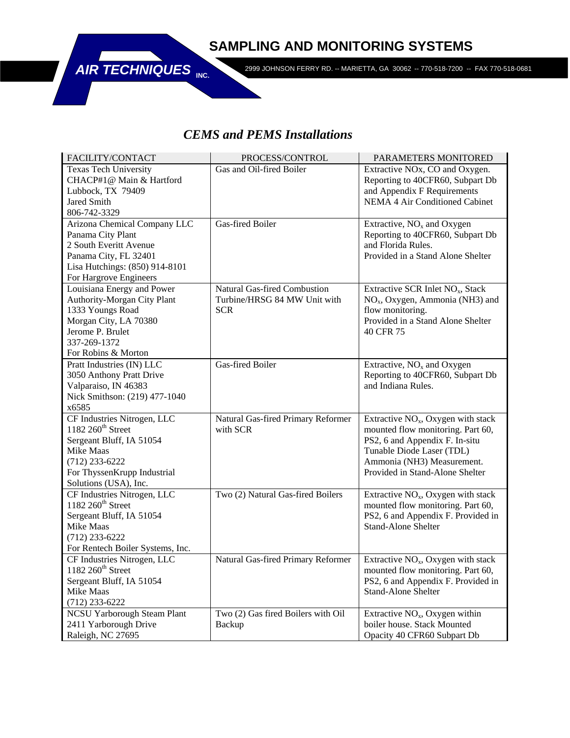# SAMPLING AND MONITORING SYSTEMS

**AIR TECHNIQUES INC.**

2999 JOHNSON FERRY RD. -- MARIETTA, GA 30062 -- 770-518-7200 -- FAX 770-518-0681

## *CEMS and PEMS Installations*

| FACILITY/CONTACT | PROCESS/CONTROL | PARAMETERS MONITORED |
|---|---|---|
| Texas Tech University<br>CHACP#1@ Main & Hartford<br>Lubbock, TX 79409<br>Jared Smith<br>806-742-3329 | Gas and Oil-fired Boiler | Extractive NOx, CO and Oxygen. Reporting to 40CFR60, Subpart Db and Appendix F Requirements<br>NEMA 4 Air Conditioned Cabinet |
| Arizona Chemical Company LLC<br>Panama City Plant<br>2 South Everitt Avenue<br>Panama City, FL 32401<br>Lisa Hutchings: (850) 914-8101<br>For Hargrove Engineers | Gas-fired Boiler | Extractive, $NO_x$ and Oxygen Reporting to 40CFR60, Subpart Db and Florida Rules.<br>Provided in a Stand Alone Shelter |
| Louisiana Energy and Power Authority-Morgan City Plant<br>1333 Youngs Road<br>Morgan City, LA 70380<br>Jerome P. Brulet<br>337-269-1372<br>For Robins & Morton | Natural Gas-fired Combustion Turbine/HRSG 84 MW Unit with SCR | Extractive SCR Inlet $NO_x$, Stack $NO_x$, Oxygen, Ammonia (NH3) and flow monitoring.<br>Provided in a Stand Alone Shelter<br>40 CFR 75 |
| Pratt Industries (IN) LLC<br>3050 Anthony Pratt Drive<br>Valparaiso, IN 46383<br>Nick Smithson: (219) 477-1040 x6585 | Gas-fired Boiler | Extractive, $NO_x$ and Oxygen Reporting to 40CFR60, Subpart Db and Indiana Rules. |
| CF Industries Nitrogen, LLC<br>1182 260th Street<br>Sergeant Bluff, IA 51054<br>Mike Maas<br>(712) 233-6222<br>For ThyssenKrupp Industrial Solutions (USA), Inc. | Natural Gas-fired Primary Reformer with SCR | Extractive $NO_x$, Oxygen with stack mounted flow monitoring. Part 60, PS2, 6 and Appendix F. In-situ Tunable Diode Laser (TDL) Ammonia (NH3) Measurement. Provided in Stand-Alone Shelter |
| CF Industries Nitrogen, LLC<br>1182 260th Street<br>Sergeant Bluff, IA 51054<br>Mike Maas<br>(712) 233-6222<br>For Rentech Boiler Systems, Inc. | Two (2) Natural Gas-fired Boilers | Extractive $NO_x$, Oxygen with stack mounted flow monitoring. Part 60, PS2, 6 and Appendix F. Provided in Stand-Alone Shelter |
| CF Industries Nitrogen, LLC<br>1182 260th Street<br>Sergeant Bluff, IA 51054<br>Mike Maas<br>(712) 233-6222 | Natural Gas-fired Primary Reformer | Extractive $NO_x$, Oxygen with stack mounted flow monitoring. Part 60, PS2, 6 and Appendix F. Provided in Stand-Alone Shelter |
| NCSU Yarborough Steam Plant<br>2411 Yarborough Drive<br>Raleigh, NC 27695 | Two (2) Gas fired Boilers with Oil Backup | Extractive $NO_x$, Oxygen within boiler house. Stack Mounted Opacity 40 CFR60 Subpart Db |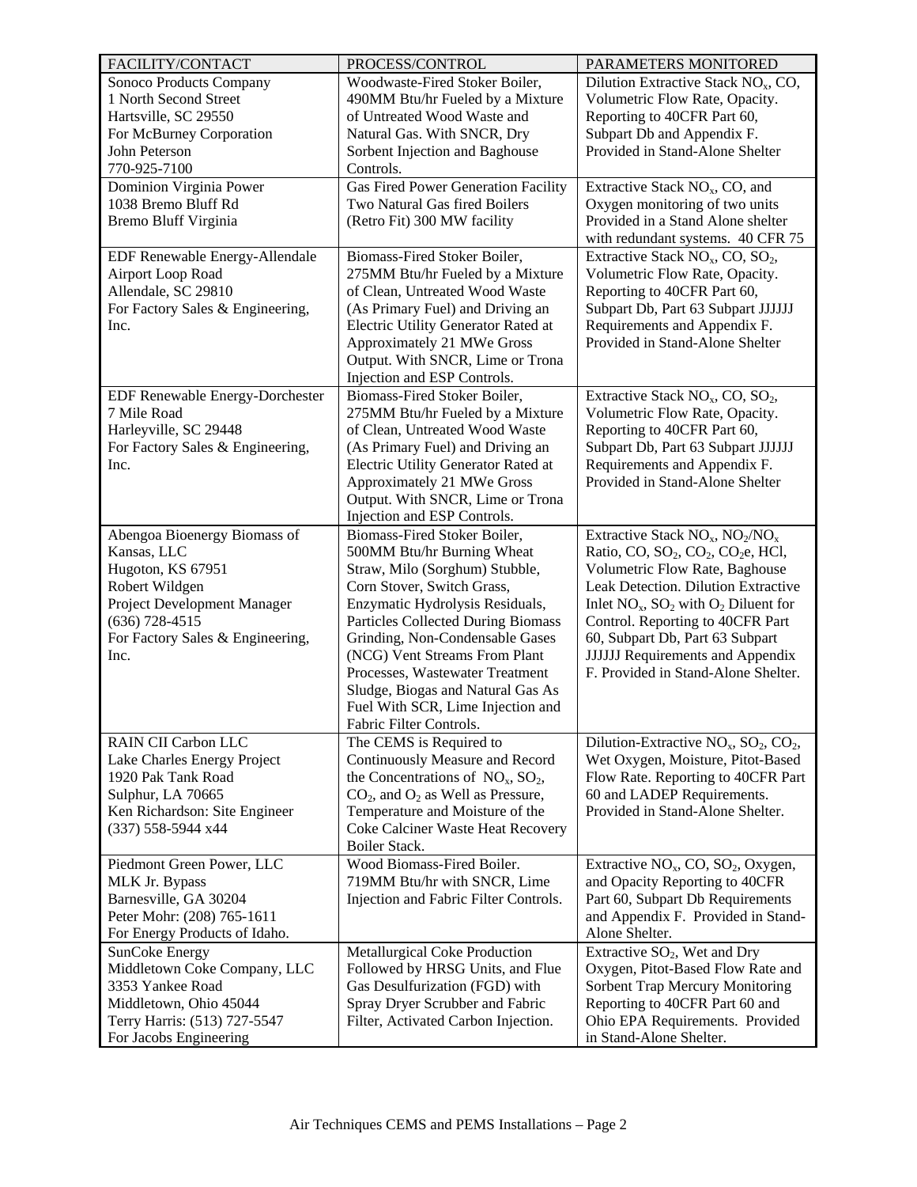| FACILITY/CONTACT | PROCESS/CONTROL | PARAMETERS MONITORED |
|---|---|---|
| Sonoco Products Company<br>1 North Second Street<br>Hartsville, SC 29550<br>For McBurney Corporation<br>John Peterson<br>770-925-7100 | Woodwaste-Fired Stoker Boiler, 490MM Btu/hr Fueled by a Mixture of Untreated Wood Waste and Natural Gas. With SNCR, Dry Sorbent Injection and Baghouse Controls. | Dilution Extractive Stack $NO_x$, CO, Volumetric Flow Rate, Opacity. Reporting to 40CFR Part 60, Subpart Db and Appendix F. Provided in Stand-Alone Shelter |
| Dominion Virginia Power<br>1038 Bremo Bluff Rd<br>Bremo Bluff Virginia | Gas Fired Power Generation Facility Two Natural Gas fired Boilers (Retro Fit) 300 MW facility | Extractive Stack $NO_x$, CO, and Oxygen monitoring of two units Provided in a Stand Alone shelter with redundant systems. 40 CFR 75 |
| EDF Renewable Energy-Allendale<br>Airport Loop Road<br>Allendale, SC 29810<br>For Factory Sales & Engineering, Inc. | Biomass-Fired Stoker Boiler, 275MM Btu/hr Fueled by a Mixture of Clean, Untreated Wood Waste (As Primary Fuel) and Driving an Electric Utility Generator Rated at Approximately 21 MWe Gross Output. With SNCR, Lime or Trona Injection and ESP Controls. | Extractive Stack $NO_x$, CO, $SO_2$, Volumetric Flow Rate, Opacity. Reporting to 40CFR Part 60, Subpart Db, Part 63 Subpart JJJJJJ Requirements and Appendix F. Provided in Stand-Alone Shelter |
| EDF Renewable Energy-Dorchester<br>7 Mile Road<br>Harleyville, SC 29448<br>For Factory Sales & Engineering, Inc. | Biomass-Fired Stoker Boiler, 275MM Btu/hr Fueled by a Mixture of Clean, Untreated Wood Waste (As Primary Fuel) and Driving an Electric Utility Generator Rated at Approximately 21 MWe Gross Output. With SNCR, Lime or Trona Injection and ESP Controls. | Extractive Stack $NO_x$, CO, $SO_2$, Volumetric Flow Rate, Opacity. Reporting to 40CFR Part 60, Subpart Db, Part 63 Subpart JJJJJJ Requirements and Appendix F. Provided in Stand-Alone Shelter |
| Abengoa Bioenergy Biomass of Kansas, LLC<br>Hugoton, KS 67951<br>Robert Wildgen<br>Project Development Manager<br>(636) 728-4515<br>For Factory Sales & Engineering, Inc. | Biomass-Fired Stoker Boiler, 500MM Btu/hr Burning Wheat Straw, Milo (Sorghum) Stubble, Corn Stover, Switch Grass, Enzymatic Hydrolysis Residuals, Particles Collected During Biomass Grinding, Non-Condensable Gases (NCG) Vent Streams From Plant Processes, Wastewater Treatment Sludge, Biogas and Natural Gas As Fuel With SCR, Lime Injection and Fabric Filter Controls. | Extractive Stack $NO_x$, $NO_2/NO_x$ Ratio, CO, $SO_2$, $CO_2$, $CO_2e$, HCl, Volumetric Flow Rate, Baghouse Leak Detection. Dilution Extractive Inlet $NO_x$, $SO_2$ with $O_2$ Diluent for Control. Reporting to 40CFR Part 60, Subpart Db, Part 63 Subpart JJJJJJ Requirements and Appendix F. Provided in Stand-Alone Shelter. |
| RAIN CII Carbon LLC<br>Lake Charles Energy Project<br>1920 Pak Tank Road<br>Sulphur, LA 70665<br>Ken Richardson: Site Engineer<br>(337) 558-5944 x44 | The CEMS is Required to Continuously Measure and Record the Concentrations of $NO_x$, $SO_2$, $CO_2$, and $O_2$ as Well as Pressure, Temperature and Moisture of the Coke Calciner Waste Heat Recovery Boiler Stack. | Dilution-Extractive $NO_x$, $SO_2$, $CO_2$, Wet Oxygen, Moisture, Pitot-Based Flow Rate. Reporting to 40CFR Part 60 and LADEP Requirements. Provided in Stand-Alone Shelter. |
| Piedmont Green Power, LLC<br>MLK Jr. Bypass<br>Barnesville, GA 30204<br>Peter Mohr: (208) 765-1611<br>For Energy Products of Idaho. | Wood Biomass-Fired Boiler. 719MM Btu/hr with SNCR, Lime Injection and Fabric Filter Controls. | Extractive $NO_x$, CO, $SO_2$, Oxygen, and Opacity Reporting to 40CFR Part 60, Subpart Db Requirements and Appendix F. Provided in Stand-Alone Shelter. |
| SunCoke Energy<br>Middletown Coke Company, LLC<br>3353 Yankee Road<br>Middletown, Ohio 45044<br>Terry Harris: (513) 727-5547<br>For Jacobs Engineering | Metallurgical Coke Production Followed by HRSG Units, and Flue Gas Desulfurization (FGD) with Spray Dryer Scrubber and Fabric Filter, Activated Carbon Injection. | Extractive $SO_2$, Wet and Dry Oxygen, Pitot-Based Flow Rate and Sorbent Trap Mercury Monitoring Reporting to 40CFR Part 60 and Ohio EPA Requirements. Provided in Stand-Alone Shelter. |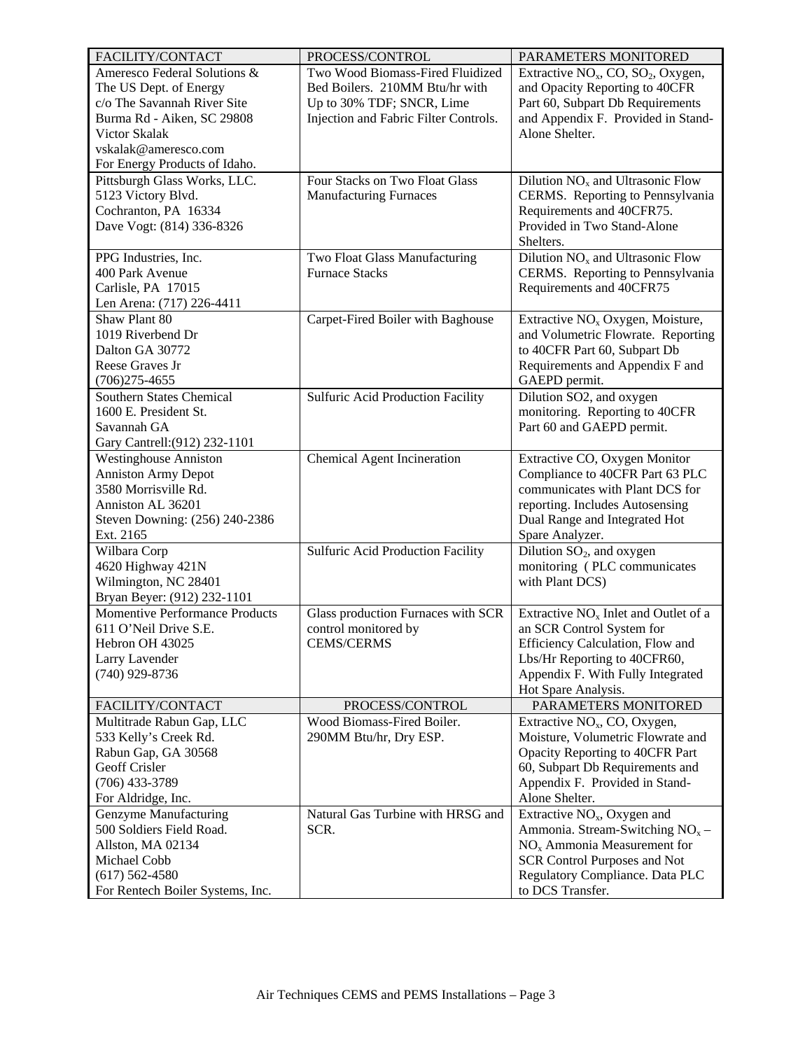| FACILITY/CONTACT | PROCESS/CONTROL | PARAMETERS MONITORED |
|---|---|---|
| Ameresco Federal Solutions & The US Dept. of Energy c/o The Savannah River Site Burma Rd - Aiken, SC 29808 Victor Skalak vskalak@ameresco.com For Energy Products of Idaho. | Two Wood Biomass-Fired Fluidized Bed Boilers. 210MM Btu/hr with Up to 30% TDF; SNCR, Lime Injection and Fabric Filter Controls. | Extractive $NO_x$, CO, $SO_2$, Oxygen, and Opacity Reporting to 40CFR Part 60, Subpart Db Requirements and Appendix F. Provided in Stand-Alone Shelter. |
| Pittsburgh Glass Works, LLC. 5123 Victory Blvd. Cochranton, PA 16334 Dave Vogt: (814) 336-8326 | Four Stacks on Two Float Glass Manufacturing Furnaces | Dilution $NO_x$ and Ultrasonic Flow CERMS. Reporting to Pennsylvania Requirements and 40CFR75. Provided in Two Stand-Alone Shelters. |
| PPG Industries, Inc. 400 Park Avenue Carlisle, PA 17015 Len Arena: (717) 226-4411 | Two Float Glass Manufacturing Furnace Stacks | Dilution $NO_x$ and Ultrasonic Flow CERMS. Reporting to Pennsylvania Requirements and 40CFR75 |
| Shaw Plant 80 1019 Riverbend Dr Dalton GA 30772 Reese Graves Jr (706)275-4655 | Carpet-Fired Boiler with Baghouse | Extractive $NO_x$ Oxygen, Moisture, and Volumetric Flowrate. Reporting to 40CFR Part 60, Subpart Db Requirements and Appendix F and GAEPD permit. |
| Southern States Chemical 1600 E. President St. Savannah GA Gary Cantrell:(912) 232-1101 | Sulfuric Acid Production Facility | Dilution SO2, and oxygen monitoring. Reporting to 40CFR Part 60 and GAEPD permit. |
| Westinghouse Anniston Anniston Army Depot 3580 Morrisville Rd. Anniston AL 36201 Steven Downing: (256) 240-2386 Ext. 2165 | Chemical Agent Incineration | Extractive CO, Oxygen Monitor Compliance to 40CFR Part 63 PLC communicates with Plant DCS for reporting. Includes Autosensing Dual Range and Integrated Hot Spare Analyzer. |
| Wilbara Corp 4620 Highway 421N Wilmington, NC 28401 Bryan Beyer: (912) 232-1101 | Sulfuric Acid Production Facility | Dilution $SO_2$, and oxygen monitoring ( PLC communicates with Plant DCS) |
| Momentive Performance Products 611 O'Neil Drive S.E. Hebron OH 43025 Larry Lavender (740) 929-8736 | Glass production Furnaces with SCR control monitored by CEMS/CERMS | Extractive $NO_x$ Inlet and Outlet of a an SCR Control System for Efficiency Calculation, Flow and Lbs/Hr Reporting to 40CFR60, Appendix F. With Fully Integrated Hot Spare Analysis. |
| Multitrade Rabun Gap, LLC 533 Kelly's Creek Rd. Rabun Gap, GA 30568 Geoff Crisler (706) 433-3789 For Aldridge, Inc. | Wood Biomass-Fired Boiler. 290MM Btu/hr, Dry ESP. | Extractive $NO_x$, CO, Oxygen, Moisture, Volumetric Flowrate and Opacity Reporting to 40CFR Part 60, Subpart Db Requirements and Appendix F. Provided in Stand-Alone Shelter. |
| Genzyme Manufacturing 500 Soldiers Field Road. Allston, MA 02134 Michael Cobb (617) 562-4580 For Rentech Boiler Systems, Inc. | Natural Gas Turbine with HRSG and SCR. | Extractive $NO_x$, Oxygen and Ammonia. Stream-Switching $NO_x$ – $NO_x$ Ammonia Measurement for SCR Control Purposes and Not Regulatory Compliance. Data PLC to DCS Transfer. |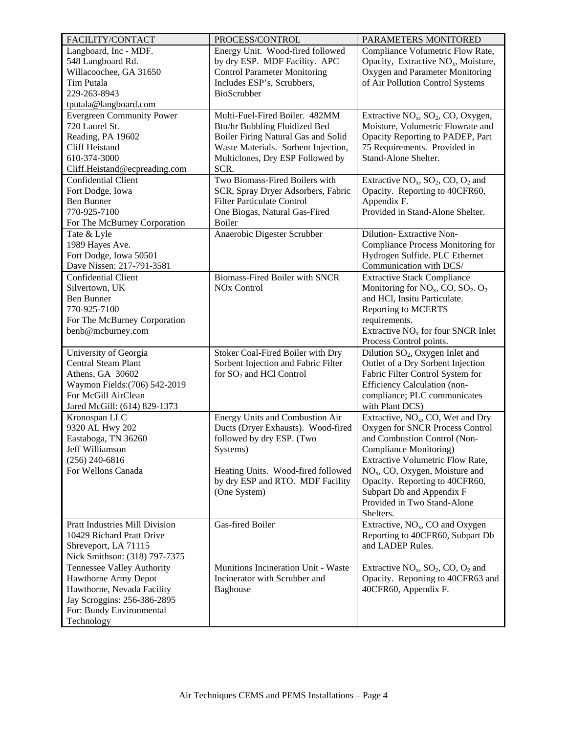| FACILITY/CONTACT | PROCESS/CONTROL | PARAMETERS MONITORED |
|---|---|---|
| Langboard, Inc - MDF.<br>548 Langboard Rd.<br>Willacoochee, GA 31650<br>Tim Putala<br>229-263-8943<br>tputala@langboard.com | Energy Unit. Wood-fired followed by dry ESP. MDF Facility. APC Control Parameter Monitoring Includes ESP's, Scrubbers, BioScrubber | Compliance Volumetric Flow Rate, Opacity, Extractive $NO_x$, Moisture, Oxygen and Parameter Monitoring of Air Pollution Control Systems |
| Evergreen Community Power<br>720 Laurel St.<br>Reading, PA 19602<br>Cliff Heistand<br>610-374-3000<br>Cliff.Heistand@ecpreading.com | Multi-Fuel-Fired Boiler. 482MM Btu/hr Bubbling Fluidized Bed Boiler Firing Natural Gas and Solid Waste Materials. Sorbent Injection, Multiclones, Dry ESP Followed by SCR. | Extractive $NO_x$, $SO_2$, CO, Oxygen, Moisture, Volumetric Flowrate and Opacity Reporting to PADEP, Part 75 Requirements. Provided in Stand-Alone Shelter. |
| Confidential Client<br>Fort Dodge, Iowa<br>Ben Bunner<br>770-925-7100<br>For The McBurney Corporation | Two Biomass-Fired Boilers with SCR, Spray Dryer Adsorbers, Fabric Filter Particulate Control<br>One Biogas, Natural Gas-Fired Boiler | Extractive $NO_x$, $SO_2$, CO, $O_2$ and Opacity. Reporting to 40CFR60, Appendix F.<br>Provided in Stand-Alone Shelter. |
| Tate & Lyle<br>1989 Hayes Ave.<br>Fort Dodge, Iowa 50501<br>Dave Nissen: 217-791-3581 | Anaerobic Digester Scrubber | Dilution- Extractive Non-Compliance Process Monitoring for Hydrogen Sulfide. PLC Ethernet Communication with DCS/ |
| Confidential Client<br>Silvertown, UK<br>Ben Bunner<br>770-925-7100<br>For The McBurney Corporation<br>benb@mcburney.com | Biomass-Fired Boiler with SNCR NOx Control | Extractive Stack Compliance Monitoring for $NO_x$, CO, $SO_2$. $O_2$ and HCl, Insitu Particulate. Reporting to MCERTS requirements.<br>Extractive $NO_x$ for four SNCR Inlet Process Control points. |
| University of Georgia<br>Central Steam Plant<br>Athens, GA 30602<br>Waymon Fields:(706) 542-2019<br>For McGill AirClean<br>Jared McGill: (614) 829-1373 | Stoker Coal-Fired Boiler with Dry Sorbent Injection and Fabric Filter for $SO_2$ and HCl Control | Dilution $SO_2$, Oxygen Inlet and Outlet of a Dry Sorbent Injection Fabric Filter Control System for Efficiency Calculation (non-compliance; PLC communicates with Plant DCS) |
| Kronospan LLC<br>9320 AL Hwy 202<br>Eastaboga, TN 36260<br>Jeff Williamson<br>(256) 240-6816<br>For Wellons Canada | Energy Units and Combustion Air Ducts (Dryer Exhausts). Wood-fired followed by dry ESP. (Two Systems)<br><br>Heating Units. Wood-fired followed by dry ESP and RTO. MDF Facility (One System) | Extractive, $NO_x$, CO, Wet and Dry Oxygen for SNCR Process Control and Combustion Control (Non-Compliance Monitoring)<br>Extractive Volumetric Flow Rate, $NO_x$, CO, Oxygen, Moisture and Opacity. Reporting to 40CFR60, Subpart Db and Appendix F<br>Provided in Two Stand-Alone Shelters. |
| Pratt Industries Mill Division<br>10429 Richard Pratt Drive<br>Shreveport, LA 71115<br>Nick Smithson: (318) 797-7375 | Gas-fired Boiler | Extractive, $NO_x$, CO and Oxygen Reporting to 40CFR60, Subpart Db and LADEP Rules. |
| Tennessee Valley Authority<br>Hawthorne Army Depot<br>Hawthorne, Nevada Facility<br>Jay Scroggins: 256-386-2895<br>For: Bundy Environmental Technology | Munitions Incineration Unit - Waste Incinerator with Scrubber and Baghouse | Extractive $NO_x$, $SO_2$, CO, $O_2$ and Opacity. Reporting to 40CFR63 and 40CFR60, Appendix F. |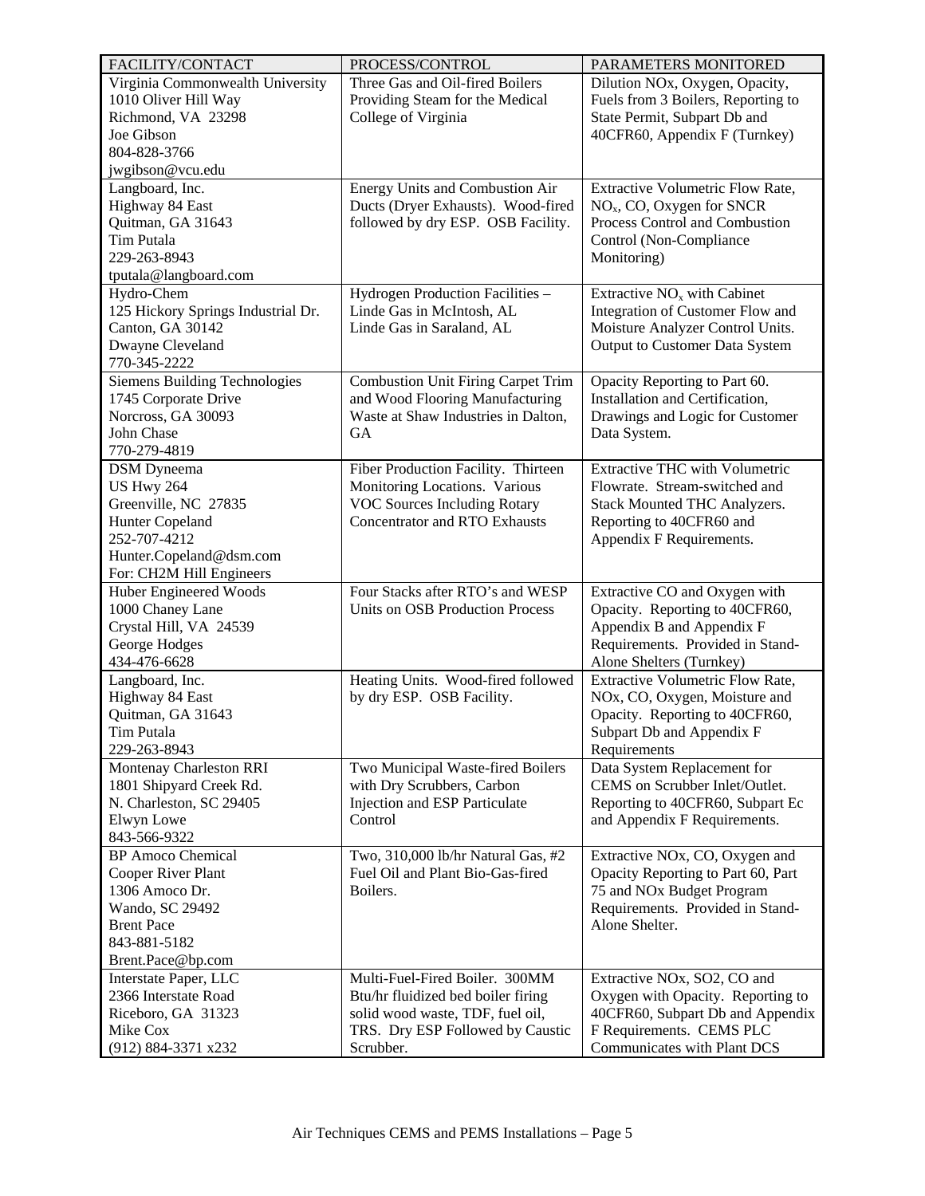| FACILITY/CONTACT | PROCESS/CONTROL | PARAMETERS MONITORED |
|---|---|---|
| Virginia Commonwealth University<br>1010 Oliver Hill Way<br>Richmond, VA 23298<br>Joe Gibson<br>804-828-3766<br>jwgibson@vcu.edu | Three Gas and Oil-fired Boilers Providing Steam for the Medical College of Virginia | Dilution NOx, Oxygen, Opacity, Fuels from 3 Boilers, Reporting to State Permit, Subpart Db and 40CFR60, Appendix F (Turnkey) |
| Langboard, Inc.<br>Highway 84 East<br>Quitman, GA 31643<br>Tim Putala<br>229-263-8943<br>tputala@langboard.com | Energy Units and Combustion Air Ducts (Dryer Exhausts). Wood-fired followed by dry ESP. OSB Facility. | Extractive Volumetric Flow Rate, $NO_x$, CO, Oxygen for SNCR Process Control and Combustion Control (Non-Compliance Monitoring) |
| Hydro-Chem<br>125 Hickory Springs Industrial Dr.<br>Canton, GA 30142<br>Dwayne Cleveland<br>770-345-2222 | Hydrogen Production Facilities – Linde Gas in McIntosh, AL Linde Gas in Saraland, AL | Extractive $NO_x$ with Cabinet Integration of Customer Flow and Moisture Analyzer Control Units. Output to Customer Data System |
| Siemens Building Technologies<br>1745 Corporate Drive<br>Norcross, GA 30093<br>John Chase<br>770-279-4819 | Combustion Unit Firing Carpet Trim and Wood Flooring Manufacturing Waste at Shaw Industries in Dalton, GA | Opacity Reporting to Part 60. Installation and Certification, Drawings and Logic for Customer Data System. |
| DSM Dyneema<br>US Hwy 264<br>Greenville, NC 27835<br>Hunter Copeland<br>252-707-4212<br>Hunter.Copeland@dsm.com<br>For: CH2M Hill Engineers | Fiber Production Facility. Thirteen Monitoring Locations. Various VOC Sources Including Rotary Concentrator and RTO Exhausts | Extractive THC with Volumetric Flowrate. Stream-switched and Stack Mounted THC Analyzers. Reporting to 40CFR60 and Appendix F Requirements. |
| Huber Engineered Woods<br>1000 Chaney Lane<br>Crystal Hill, VA 24539<br>George Hodges<br>434-476-6628 | Four Stacks after RTO's and WESP Units on OSB Production Process | Extractive CO and Oxygen with Opacity. Reporting to 40CFR60, Appendix B and Appendix F Requirements. Provided in Stand-Alone Shelters (Turnkey) |
| Langboard, Inc.<br>Highway 84 East<br>Quitman, GA 31643<br>Tim Putala<br>229-263-8943 | Heating Units. Wood-fired followed by dry ESP. OSB Facility. | Extractive Volumetric Flow Rate, NOx, CO, Oxygen, Moisture and Opacity. Reporting to 40CFR60, Subpart Db and Appendix F Requirements |
| Montenay Charleston RRI<br>1801 Shipyard Creek Rd.<br>N. Charleston, SC 29405<br>Elwyn Lowe<br>843-566-9322 | Two Municipal Waste-fired Boilers with Dry Scrubbers, Carbon Injection and ESP Particulate Control | Data System Replacement for CEMS on Scrubber Inlet/Outlet. Reporting to 40CFR60, Subpart Ec and Appendix F Requirements. |
| BP Amoco Chemical<br>Cooper River Plant<br>1306 Amoco Dr.<br>Wando, SC 29492<br>Brent Pace<br>843-881-5182<br>Brent.Pace@bp.com | Two, 310,000 lb/hr Natural Gas, #2 Fuel Oil and Plant Bio-Gas-fired Boilers. | Extractive NOx, CO, Oxygen and Opacity Reporting to Part 60, Part 75 and NOx Budget Program Requirements. Provided in Stand-Alone Shelter. |
| Interstate Paper, LLC<br>2366 Interstate Road<br>Riceboro, GA 31323<br>Mike Cox<br>(912) 884-3371 x232 | Multi-Fuel-Fired Boiler. 300MM Btu/hr fluidized bed boiler firing solid wood waste, TDF, fuel oil, TRS. Dry ESP Followed by Caustic Scrubber. | Extractive NOx, SO2, CO and Oxygen with Opacity. Reporting to 40CFR60, Subpart Db and Appendix F Requirements. CEMS PLC Communicates with Plant DCS |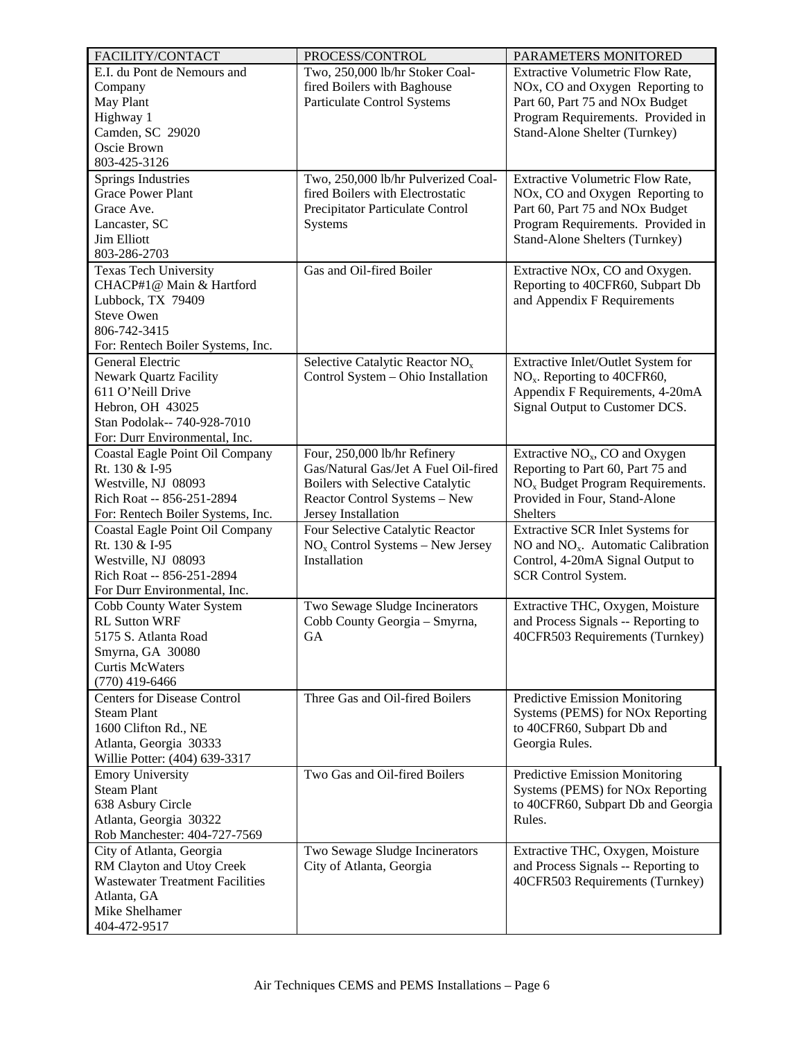| FACILITY/CONTACT | PROCESS/CONTROL | PARAMETERS MONITORED |
|---|---|---|
| E.I. du Pont de Nemours and Company<br>May Plant<br>Highway 1<br>Camden, SC 29020<br>Oscie Brown<br>803-425-3126 | Two, 250,000 lb/hr Stoker Coal-fired Boilers with Baghouse Particulate Control Systems | Extractive Volumetric Flow Rate, NOx, CO and Oxygen Reporting to Part 60, Part 75 and NOx Budget Program Requirements. Provided in Stand-Alone Shelter (Turnkey) |
| Springs Industries<br>Grace Power Plant<br>Grace Ave.<br>Lancaster, SC<br>Jim Elliott<br>803-286-2703 | Two, 250,000 lb/hr Pulverized Coal-fired Boilers with Electrostatic Precipitator Particulate Control Systems | Extractive Volumetric Flow Rate, NOx, CO and Oxygen Reporting to Part 60, Part 75 and NOx Budget Program Requirements. Provided in Stand-Alone Shelters (Turnkey) |
| Texas Tech University<br>CHACP#1@ Main & Hartford<br>Lubbock, TX 79409<br>Steve Owen<br>806-742-3415<br>For: Rentech Boiler Systems, Inc. | Gas and Oil-fired Boiler | Extractive NOx, CO and Oxygen. Reporting to 40CFR60, Subpart Db and Appendix F Requirements |
| General Electric<br>Newark Quartz Facility<br>611 O'Neill Drive<br>Hebron, OH 43025<br>Stan Podolak-- 740-928-7010<br>For: Durr Environmental, Inc. | Selective Catalytic Reactor $NO_x$ Control System – Ohio Installation | Extractive Inlet/Outlet System for $NO_x$. Reporting to 40CFR60, Appendix F Requirements, 4-20mA Signal Output to Customer DCS. |
| Coastal Eagle Point Oil Company<br>Rt. 130 & I-95<br>Westville, NJ 08093<br>Rich Roat -- 856-251-2894<br>For: Rentech Boiler Systems, Inc. | Four, 250,000 lb/hr Refinery Gas/Natural Gas/Jet A Fuel Oil-fired Boilers with Selective Catalytic Reactor Control Systems – New Jersey Installation | Extractive $NO_x$, CO and Oxygen Reporting to Part 60, Part 75 and $NO_x$ Budget Program Requirements. Provided in Four, Stand-Alone Shelters |
| Coastal Eagle Point Oil Company<br>Rt. 130 & I-95<br>Westville, NJ 08093<br>Rich Roat -- 856-251-2894<br>For Durr Environmental, Inc. | Four Selective Catalytic Reactor $NO_x$ Control Systems – New Jersey Installation | Extractive SCR Inlet Systems for NO and $NO_x$. Automatic Calibration Control, 4-20mA Signal Output to SCR Control System. |
| Cobb County Water System<br>RL Sutton WRF<br>5175 S. Atlanta Road<br>Smyrna, GA 30080<br>Curtis McWaters<br>(770) 419-6466 | Two Sewage Sludge Incinerators Cobb County Georgia – Smyrna, GA | Extractive THC, Oxygen, Moisture and Process Signals -- Reporting to 40CFR503 Requirements (Turnkey) |
| Centers for Disease Control<br>Steam Plant<br>1600 Clifton Rd., NE<br>Atlanta, Georgia 30333<br>Willie Potter: (404) 639-3317 | Three Gas and Oil-fired Boilers | Predictive Emission Monitoring Systems (PEMS) for NOx Reporting to 40CFR60, Subpart Db and Georgia Rules. |
| Emory University<br>Steam Plant<br>638 Asbury Circle<br>Atlanta, Georgia 30322<br>Rob Manchester: 404-727-7569 | Two Gas and Oil-fired Boilers | Predictive Emission Monitoring Systems (PEMS) for NOx Reporting to 40CFR60, Subpart Db and Georgia Rules. |
| City of Atlanta, Georgia<br>RM Clayton and Utoy Creek<br>Wastewater Treatment Facilities<br>Atlanta, GA<br>Mike Shelhamer<br>404-472-9517 | Two Sewage Sludge Incinerators City of Atlanta, Georgia | Extractive THC, Oxygen, Moisture and Process Signals -- Reporting to 40CFR503 Requirements (Turnkey) |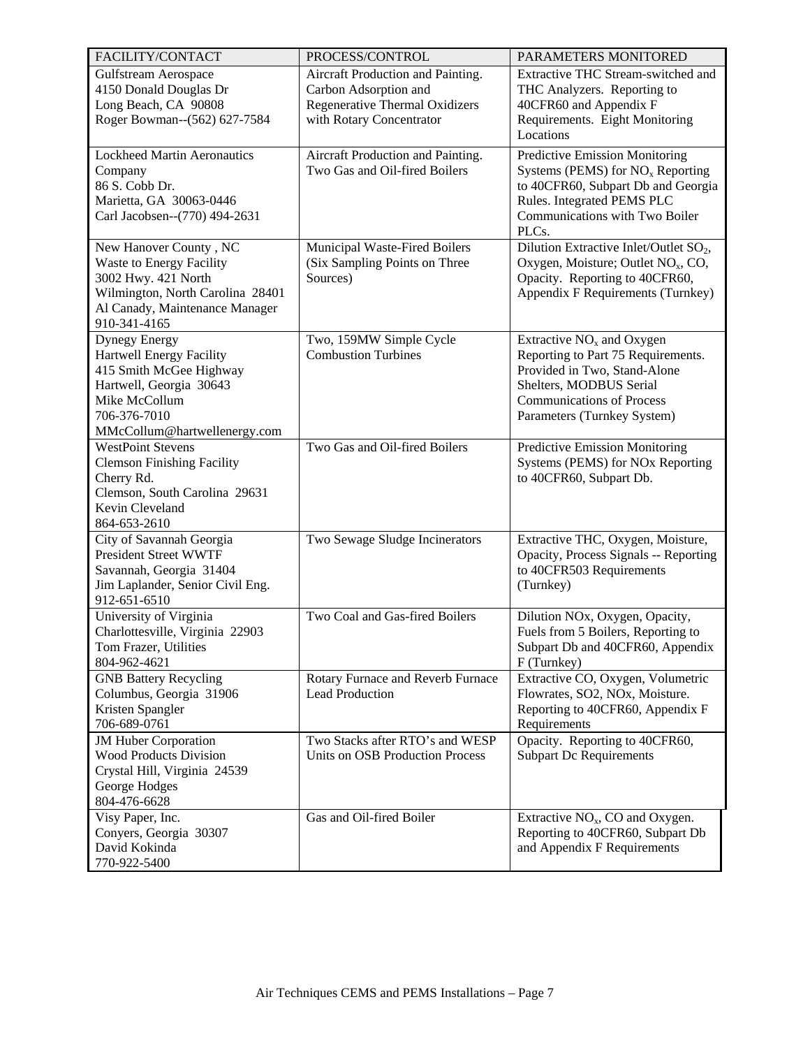| FACILITY/CONTACT | PROCESS/CONTROL | PARAMETERS MONITORED |
|---|---|---|
| Gulfstream Aerospace<br>4150 Donald Douglas Dr<br>Long Beach, CA 90808<br>Roger Bowman--(562) 627-7584 | Aircraft Production and Painting. Carbon Adsorption and Regenerative Thermal Oxidizers with Rotary Concentrator | Extractive THC Stream-switched and THC Analyzers. Reporting to 40CFR60 and Appendix F Requirements. Eight Monitoring Locations |
| Lockheed Martin Aeronautics Company<br>86 S. Cobb Dr.<br>Marietta, GA 30063-0446<br>Carl Jacobsen--(770) 494-2631 | Aircraft Production and Painting. Two Gas and Oil-fired Boilers | Predictive Emission Monitoring Systems (PEMS) for $NO_x$ Reporting to 40CFR60, Subpart Db and Georgia Rules. Integrated PEMS PLC Communications with Two Boiler PLCs. |
| New Hanover County , NC<br>Waste to Energy Facility<br>3002 Hwy. 421 North<br>Wilmington, North Carolina 28401<br>Al Canady, Maintenance Manager<br>910-341-4165 | Municipal Waste-Fired Boilers (Six Sampling Points on Three Sources) | Dilution Extractive Inlet/Outlet $SO_2$, Oxygen, Moisture; Outlet $NO_x$, CO, Opacity. Reporting to 40CFR60, Appendix F Requirements (Turnkey) |
| Dynegy Energy<br>Hartwell Energy Facility<br>415 Smith McGee Highway<br>Hartwell, Georgia 30643<br>Mike McCollum<br>706-376-7010<br>MMcCollum@hartwellenergy.com | Two, 159MW Simple Cycle Combustion Turbines | Extractive $NO_x$ and Oxygen Reporting to Part 75 Requirements. Provided in Two, Stand-Alone Shelters, MODBUS Serial Communications of Process Parameters (Turnkey System) |
| WestPoint Stevens<br>Clemson Finishing Facility<br>Cherry Rd.<br>Clemson, South Carolina 29631<br>Kevin Cleveland<br>864-653-2610 | Two Gas and Oil-fired Boilers | Predictive Emission Monitoring Systems (PEMS) for NOx Reporting to 40CFR60, Subpart Db. |
| City of Savannah Georgia<br>President Street WWTF<br>Savannah, Georgia 31404<br>Jim Laplander, Senior Civil Eng.<br>912-651-6510 | Two Sewage Sludge Incinerators | Extractive THC, Oxygen, Moisture, Opacity, Process Signals -- Reporting to 40CFR503 Requirements (Turnkey) |
| University of Virginia<br>Charlottesville, Virginia 22903<br>Tom Frazer, Utilities<br>804-962-4621 | Two Coal and Gas-fired Boilers | Dilution NOx, Oxygen, Opacity, Fuels from 5 Boilers, Reporting to Subpart Db and 40CFR60, Appendix F (Turnkey) |
| GNB Battery Recycling<br>Columbus, Georgia 31906<br>Kristen Spangler<br>706-689-0761 | Rotary Furnace and Reverb Furnace Lead Production | Extractive CO, Oxygen, Volumetric Flowrates, SO2, NOx, Moisture. Reporting to 40CFR60, Appendix F Requirements |
| JM Huber Corporation<br>Wood Products Division<br>Crystal Hill, Virginia 24539<br>George Hodges<br>804-476-6628 | Two Stacks after RTO's and WESP Units on OSB Production Process | Opacity. Reporting to 40CFR60, Subpart Dc Requirements |
| Visy Paper, Inc.<br>Conyers, Georgia 30307<br>David Kokinda<br>770-922-5400 | Gas and Oil-fired Boiler | Extractive $NO_x$, CO and Oxygen. Reporting to 40CFR60, Subpart Db and Appendix F Requirements |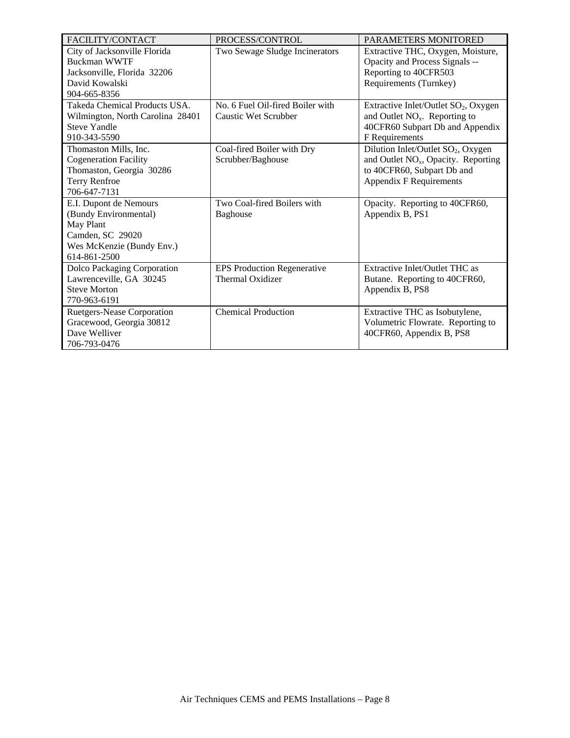| FACILITY/CONTACT | PROCESS/CONTROL | PARAMETERS MONITORED |
|---|---|---|
| City of Jacksonville Florida<br>Buckman WWTF<br>Jacksonville, Florida 32206<br>David Kowalski<br>904-665-8356 | Two Sewage Sludge Incinerators | Extractive THC, Oxygen, Moisture, Opacity and Process Signals -- Reporting to 40CFR503 Requirements (Turnkey) |
| Takeda Chemical Products USA.<br>Wilmington, North Carolina 28401<br>Steve Yandle<br>910-343-5590 | No. 6 Fuel Oil-fired Boiler with Caustic Wet Scrubber | Extractive Inlet/Outlet $SO_2$, Oxygen and Outlet $NO_x$. Reporting to 40CFR60 Subpart Db and Appendix F Requirements |
| Thomaston Mills, Inc.<br>Cogeneration Facility<br>Thomaston, Georgia 30286<br>Terry Renfroe<br>706-647-7131 | Coal-fired Boiler with Dry Scrubber/Baghouse | Dilution Inlet/Outlet $SO_2$, Oxygen and Outlet $NO_x$, Opacity. Reporting to 40CFR60, Subpart Db and Appendix F Requirements |
| E.I. Dupont de Nemours<br>(Bundy Environmental)<br>May Plant<br>Camden, SC 29020<br>Wes McKenzie (Bundy Env.)<br>614-861-2500 | Two Coal-fired Boilers with Baghouse | Opacity. Reporting to 40CFR60, Appendix B, PS1 |
| Dolco Packaging Corporation<br>Lawrenceville, GA 30245<br>Steve Morton<br>770-963-6191 | EPS Production Regenerative Thermal Oxidizer | Extractive Inlet/Outlet THC as Butane. Reporting to 40CFR60, Appendix B, PS8 |
| Ruetgers-Nease Corporation<br>Gracewood, Georgia 30812<br>Dave Welliver<br>706-793-0476 | Chemical Production | Extractive THC as Isobutylene, Volumetric Flowrate. Reporting to 40CFR60, Appendix B, PS8 |